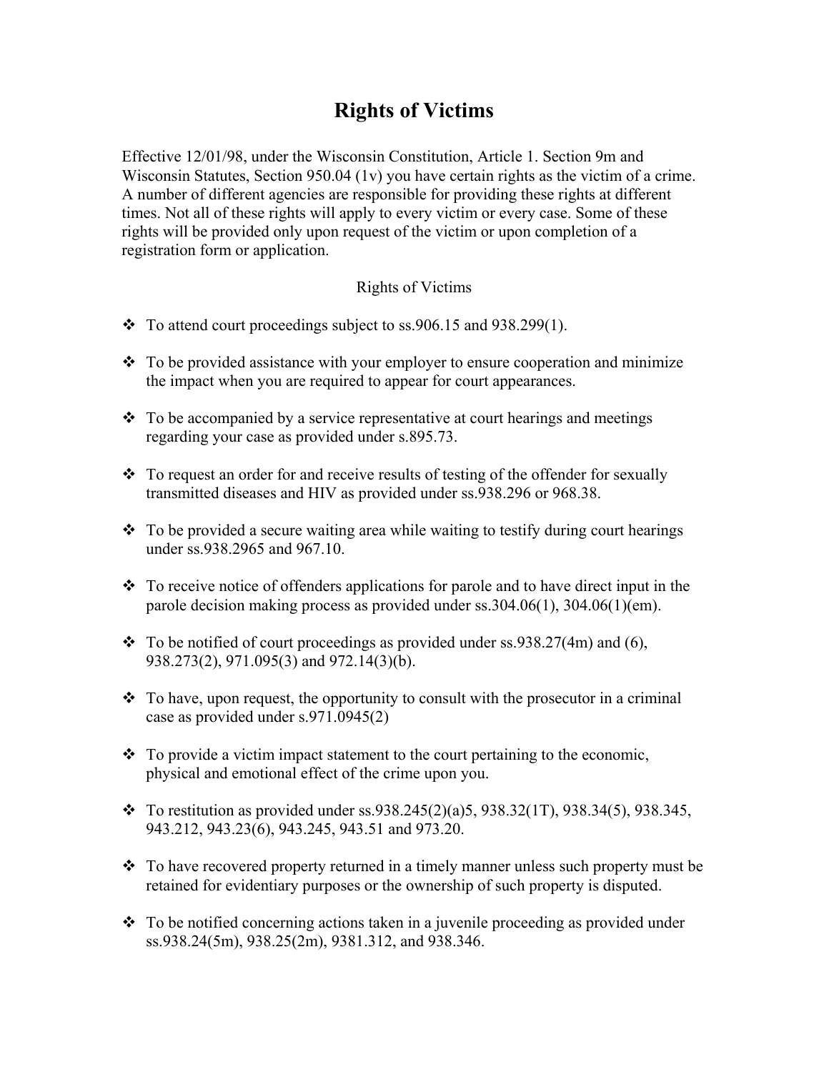# Rights of Victims

Effective 12/01/98, under the Wisconsin Constitution, Article 1. Section 9m and Wisconsin Statutes, Section 950.04 (1v) you have certain rights as the victim of a crime. A number of different agencies are responsible for providing these rights at different times. Not all of these rights will apply to every victim or every case. Some of these rights will be provided only upon request of the victim or upon completion of a registration form or application.

Rights of Victims

- To attend court proceedings subject to ss.906.15 and 938.299(1).
- To be provided assistance with your employer to ensure cooperation and minimize the impact when you are required to appear for court appearances.
- To be accompanied by a service representative at court hearings and meetings regarding your case as provided under s.895.73.
- To request an order for and receive results of testing of the offender for sexually transmitted diseases and HIV as provided under ss.938.296 or 968.38.
- To be provided a secure waiting area while waiting to testify during court hearings under ss.938.2965 and 967.10.
- To receive notice of offenders applications for parole and to have direct input in the parole decision making process as provided under ss.304.06(1), 304.06(1)(em).
- To be notified of court proceedings as provided under ss.938.27(4m) and (6), 938.273(2), 971.095(3) and 972.14(3)(b).
- To have, upon request, the opportunity to consult with the prosecutor in a criminal case as provided under s.971.0945(2)
- To provide a victim impact statement to the court pertaining to the economic, physical and emotional effect of the crime upon you.
- To restitution as provided under ss.938.245(2)(a)5, 938.32(1T), 938.34(5), 938.345, 943.212, 943.23(6), 943.245, 943.51 and 973.20.
- To have recovered property returned in a timely manner unless such property must be retained for evidentiary purposes or the ownership of such property is disputed.
- To be notified concerning actions taken in a juvenile proceeding as provided under ss.938.24(5m), 938.25(2m), 9381.312, and 938.346.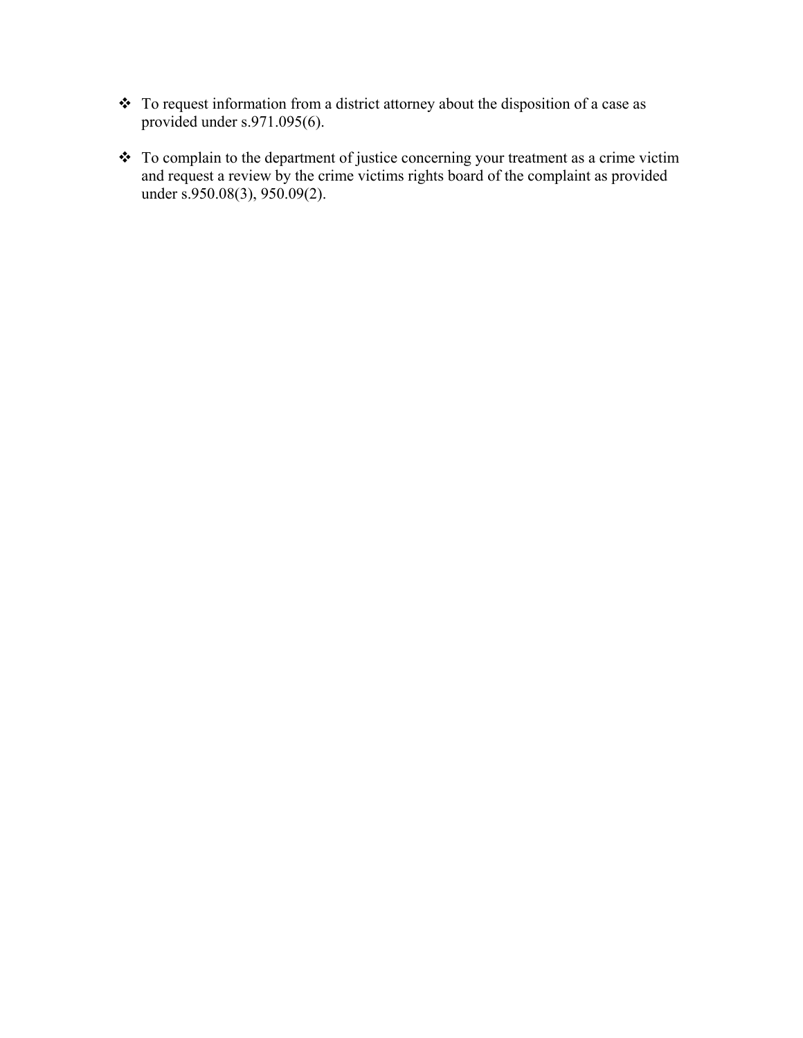- To request information from a district attorney about the disposition of a case as provided under s.971.095(6).

- To complain to the department of justice concerning your treatment as a crime victim and request a review by the crime victims rights board of the complaint as provided under s.950.08(3), 950.09(2).